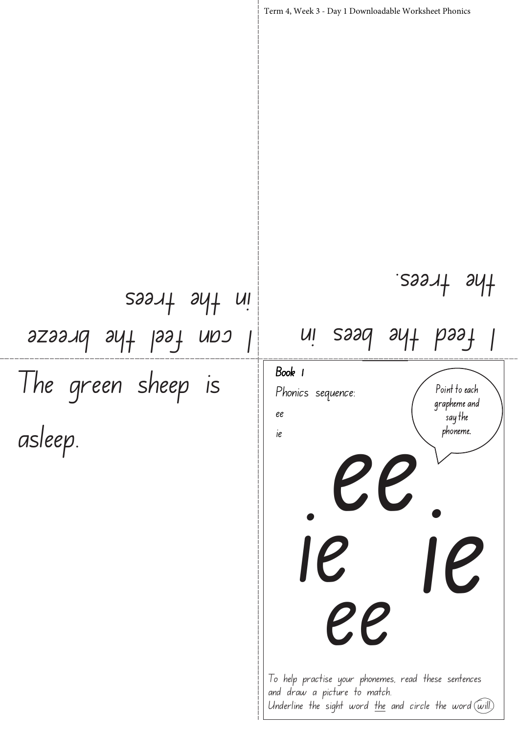Term 4, Week 3 - Day 1 Downloadable Worksheet Phonics

I feed the bees in the trees.

I can feel the breeze in the trees

The green sheep is asleep.

**Book 1**

Phonics sequence:

ee

ie

Point to each grapheme and say the phoneme.

# ee

# ie ie

# ee

To help practise your phonemes, read these sentences and draw a picture to match.
Underline the sight word the and circle the word will.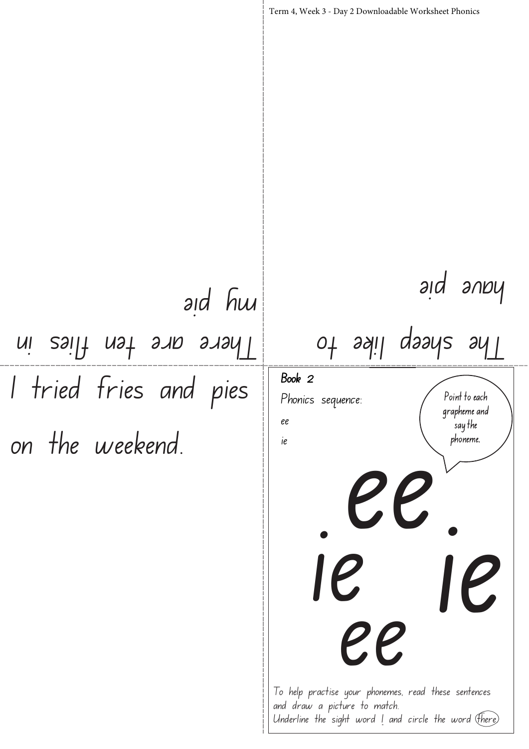Term 4, Week 3 - Day 2 Downloadable Worksheet Phonics

There are ten flies in my pie

The sheep like to have pie

I tried fries and pies on the weekend.

**Book 2**

Phonics sequence:

ee

ie

Point to each grapheme and say the phoneme.

# ee

# ie ie

# ee

To help practise your phonemes, read these sentences and draw a picture to match.

Underline the sight word I and circle the word there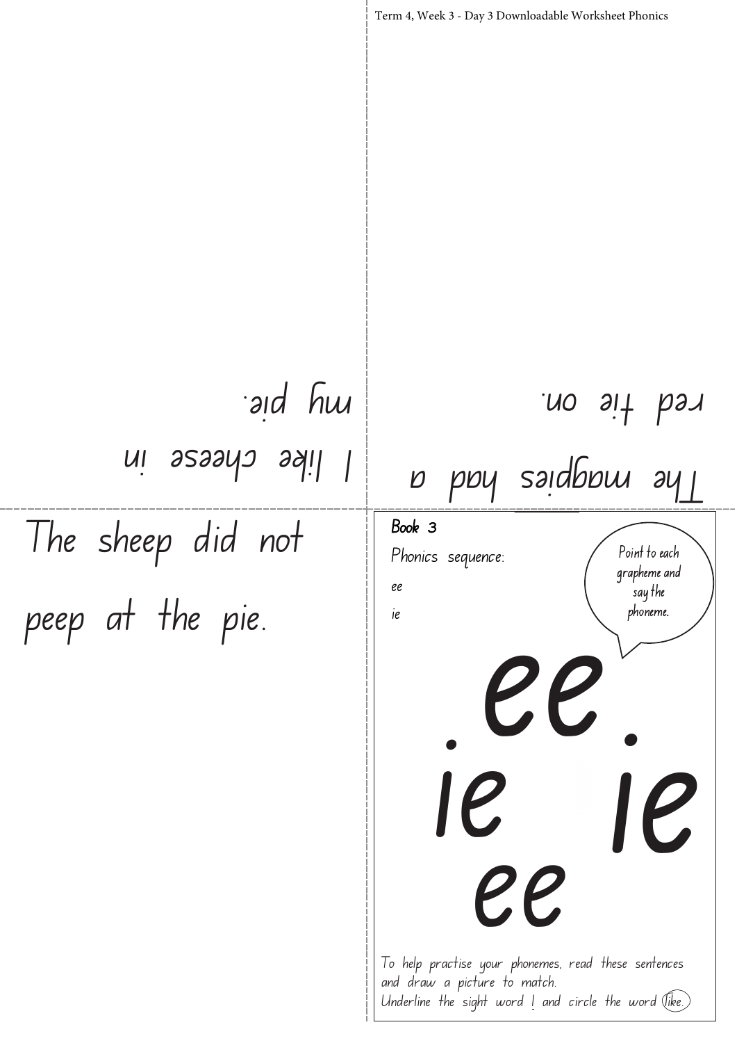I like cheese in my pie.

The magpies had a red tie on.

The sheep did not peep at the pie.

Book 3

Phonics sequence:

ee

ie

Point to each grapheme and say the phoneme.

ee

ie ie

ee

To help practise your phonemes, read these sentences and draw a picture to match.
Underline the sight word I and circle the word like.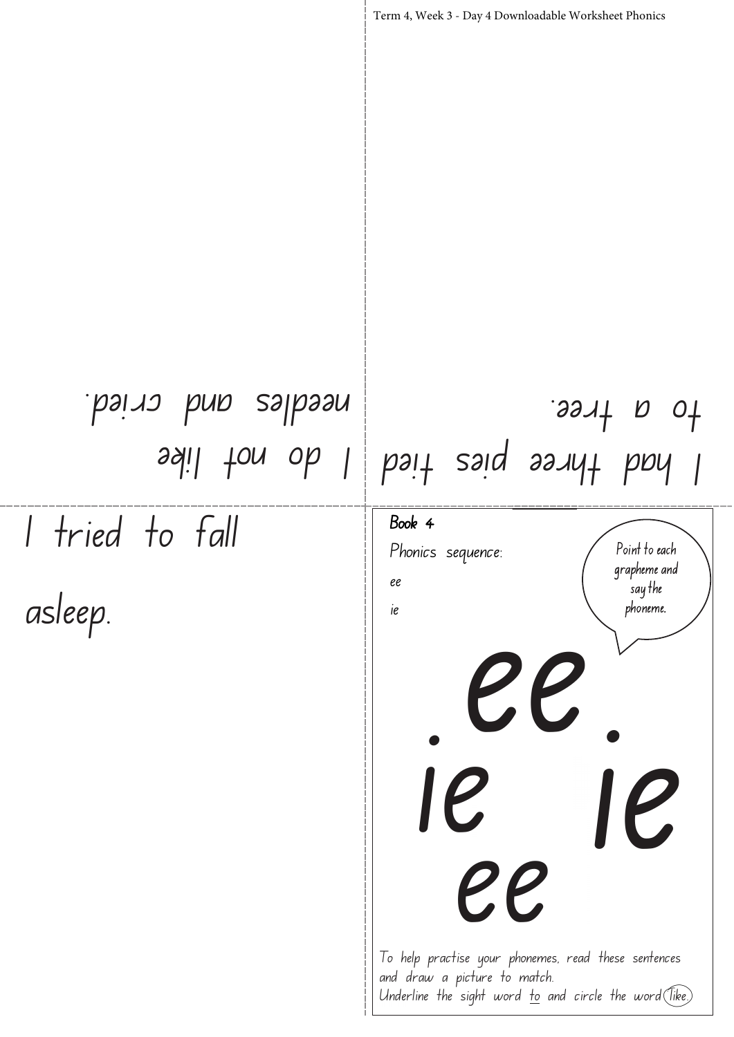I had three pies tied to a tree.

I do not like needles and cried.

I tried to fall asleep.

Book 4

Phonics sequence:

ee

ie

Point to each grapheme and say the phoneme.

ee

ie ie

ee

To help practise your phonemes, read these sentences and draw a picture to match.
Underline the sight word to and circle the word like.